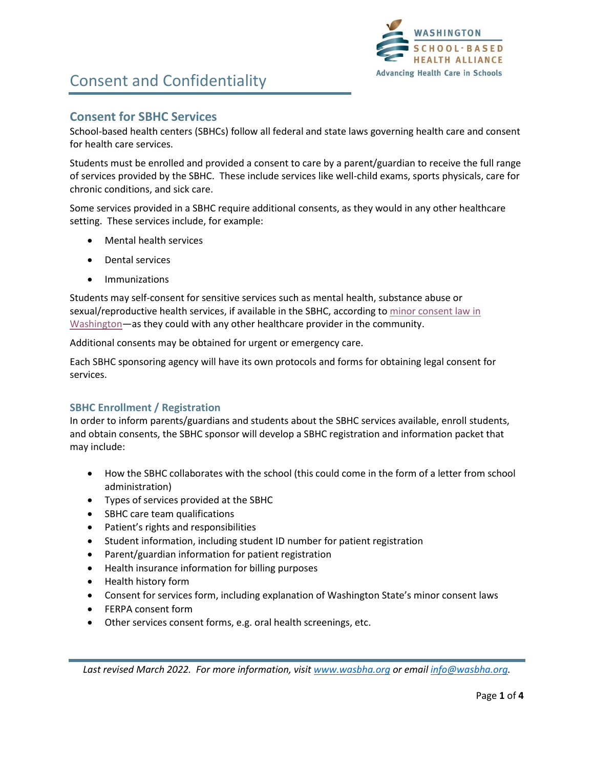# Consent and Confidentiality

## Consent for SBHC Services

School-based health centers (SBHCs) follow all federal and state laws governing health care and consent for health care services.

Students must be enrolled and provided a consent to care by a parent/guardian to receive the full range of services provided by the SBHC. These include services like well-child exams, sports physicals, care for chronic conditions, and sick care.

Some services provided in a SBHC require additional consents, as they would in any other healthcare setting. These services include, for example:

- Mental health services
- Dental services
- Immunizations

Students may self-consent for sensitive services such as mental health, substance abuse or sexual/reproductive health services, if available in the SBHC, according to minor consent law in Washington—as they could with any other healthcare provider in the community.

Additional consents may be obtained for urgent or emergency care.

Each SBHC sponsoring agency will have its own protocols and forms for obtaining legal consent for services.

### SBHC Enrollment / Registration

In order to inform parents/guardians and students about the SBHC services available, enroll students, and obtain consents, the SBHC sponsor will develop a SBHC registration and information packet that may include:

- How the SBHC collaborates with the school (this could come in the form of a letter from school administration)
- Types of services provided at the SBHC
- SBHC care team qualifications
- Patient's rights and responsibilities
- Student information, including student ID number for patient registration
- Parent/guardian information for patient registration
- Health insurance information for billing purposes
- Health history form
- Consent for services form, including explanation of Washington State's minor consent laws
- FERPA consent form
- Other services consent forms, e.g. oral health screenings, etc.

*Last revised March 2022. For more information, visit www.wasbha.org or email info@wasbha.org.*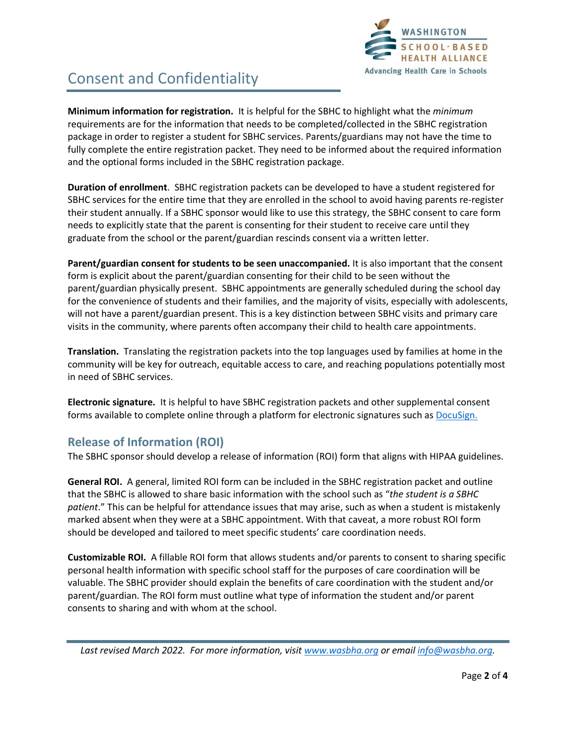# Consent and Confidentiality

**Minimum information for registration.** It is helpful for the SBHC to highlight what the *minimum* requirements are for the information that needs to be completed/collected in the SBHC registration package in order to register a student for SBHC services. Parents/guardians may not have the time to fully complete the entire registration packet. They need to be informed about the required information and the optional forms included in the SBHC registration package.

**Duration of enrollment**. SBHC registration packets can be developed to have a student registered for SBHC services for the entire time that they are enrolled in the school to avoid having parents re-register their student annually. If a SBHC sponsor would like to use this strategy, the SBHC consent to care form needs to explicitly state that the parent is consenting for their student to receive care until they graduate from the school or the parent/guardian rescinds consent via a written letter.

**Parent/guardian consent for students to be seen unaccompanied.** It is also important that the consent form is explicit about the parent/guardian consenting for their child to be seen without the parent/guardian physically present. SBHC appointments are generally scheduled during the school day for the convenience of students and their families, and the majority of visits, especially with adolescents, will not have a parent/guardian present. This is a key distinction between SBHC visits and primary care visits in the community, where parents often accompany their child to health care appointments.

**Translation.** Translating the registration packets into the top languages used by families at home in the community will be key for outreach, equitable access to care, and reaching populations potentially most in need of SBHC services.

**Electronic signature.** It is helpful to have SBHC registration packets and other supplemental consent forms available to complete online through a platform for electronic signatures such as [DocuSign.](DocuSign.)

## Release of Information (ROI)

The SBHC sponsor should develop a release of information (ROI) form that aligns with HIPAA guidelines.

**General ROI.** A general, limited ROI form can be included in the SBHC registration packet and outline that the SBHC is allowed to share basic information with the school such as "*the student is a SBHC patient*." This can be helpful for attendance issues that may arise, such as when a student is mistakenly marked absent when they were at a SBHC appointment. With that caveat, a more robust ROI form should be developed and tailored to meet specific students' care coordination needs.

**Customizable ROI.** A fillable ROI form that allows students and/or parents to consent to sharing specific personal health information with specific school staff for the purposes of care coordination will be valuable. The SBHC provider should explain the benefits of care coordination with the student and/or parent/guardian. The ROI form must outline what type of information the student and/or parent consents to sharing and with whom at the school.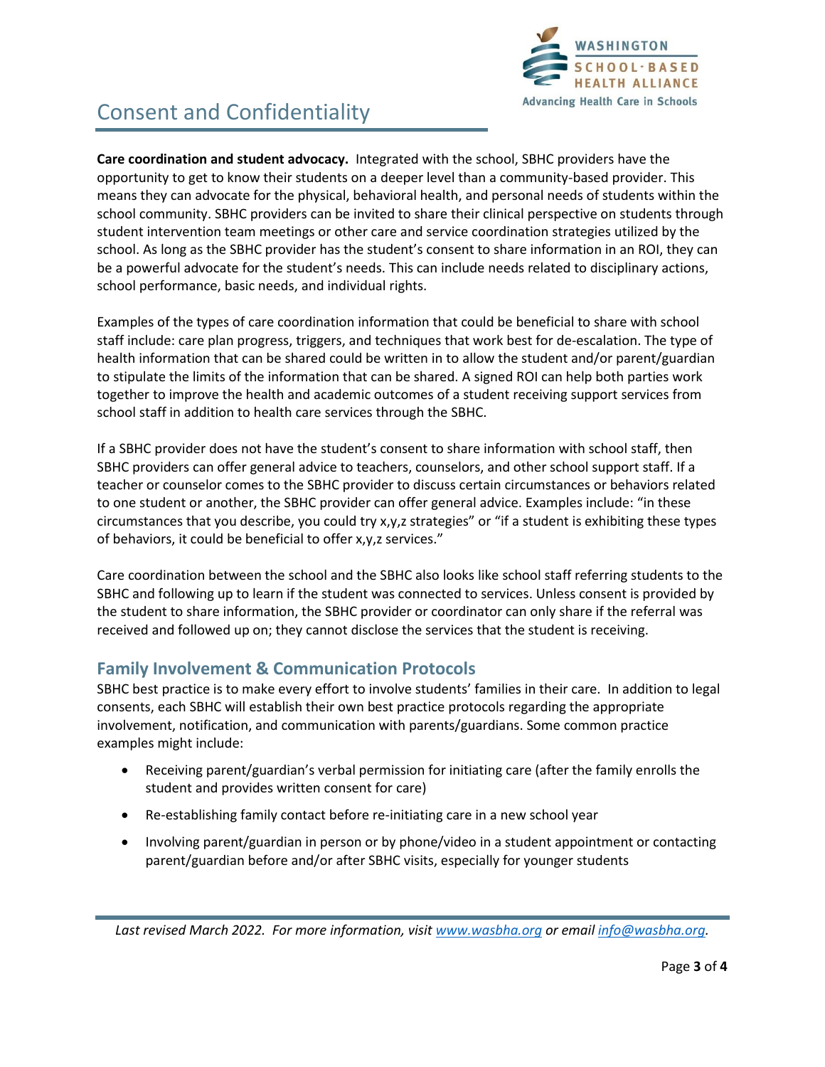**Care coordination and student advocacy.** Integrated with the school, SBHC providers have the opportunity to get to know their students on a deeper level than a community-based provider. This means they can advocate for the physical, behavioral health, and personal needs of students within the school community. SBHC providers can be invited to share their clinical perspective on students through student intervention team meetings or other care and service coordination strategies utilized by the school. As long as the SBHC provider has the student's consent to share information in an ROI, they can be a powerful advocate for the student's needs. This can include needs related to disciplinary actions, school performance, basic needs, and individual rights.

Examples of the types of care coordination information that could be beneficial to share with school staff include: care plan progress, triggers, and techniques that work best for de-escalation. The type of health information that can be shared could be written in to allow the student and/or parent/guardian to stipulate the limits of the information that can be shared. A signed ROI can help both parties work together to improve the health and academic outcomes of a student receiving support services from school staff in addition to health care services through the SBHC.

If a SBHC provider does not have the student's consent to share information with school staff, then SBHC providers can offer general advice to teachers, counselors, and other school support staff. If a teacher or counselor comes to the SBHC provider to discuss certain circumstances or behaviors related to one student or another, the SBHC provider can offer general advice. Examples include: "in these circumstances that you describe, you could try x,y,z strategies" or "if a student is exhibiting these types of behaviors, it could be beneficial to offer x,y,z services."

Care coordination between the school and the SBHC also looks like school staff referring students to the SBHC and following up to learn if the student was connected to services. Unless consent is provided by the student to share information, the SBHC provider or coordinator can only share if the referral was received and followed up on; they cannot disclose the services that the student is receiving.

## Family Involvement & Communication Protocols

SBHC best practice is to make every effort to involve students' families in their care. In addition to legal consents, each SBHC will establish their own best practice protocols regarding the appropriate involvement, notification, and communication with parents/guardians. Some common practice examples might include:

- Receiving parent/guardian's verbal permission for initiating care (after the family enrolls the student and provides written consent for care)
- Re-establishing family contact before re-initiating care in a new school year
- Involving parent/guardian in person or by phone/video in a student appointment or contacting parent/guardian before and/or after SBHC visits, especially for younger students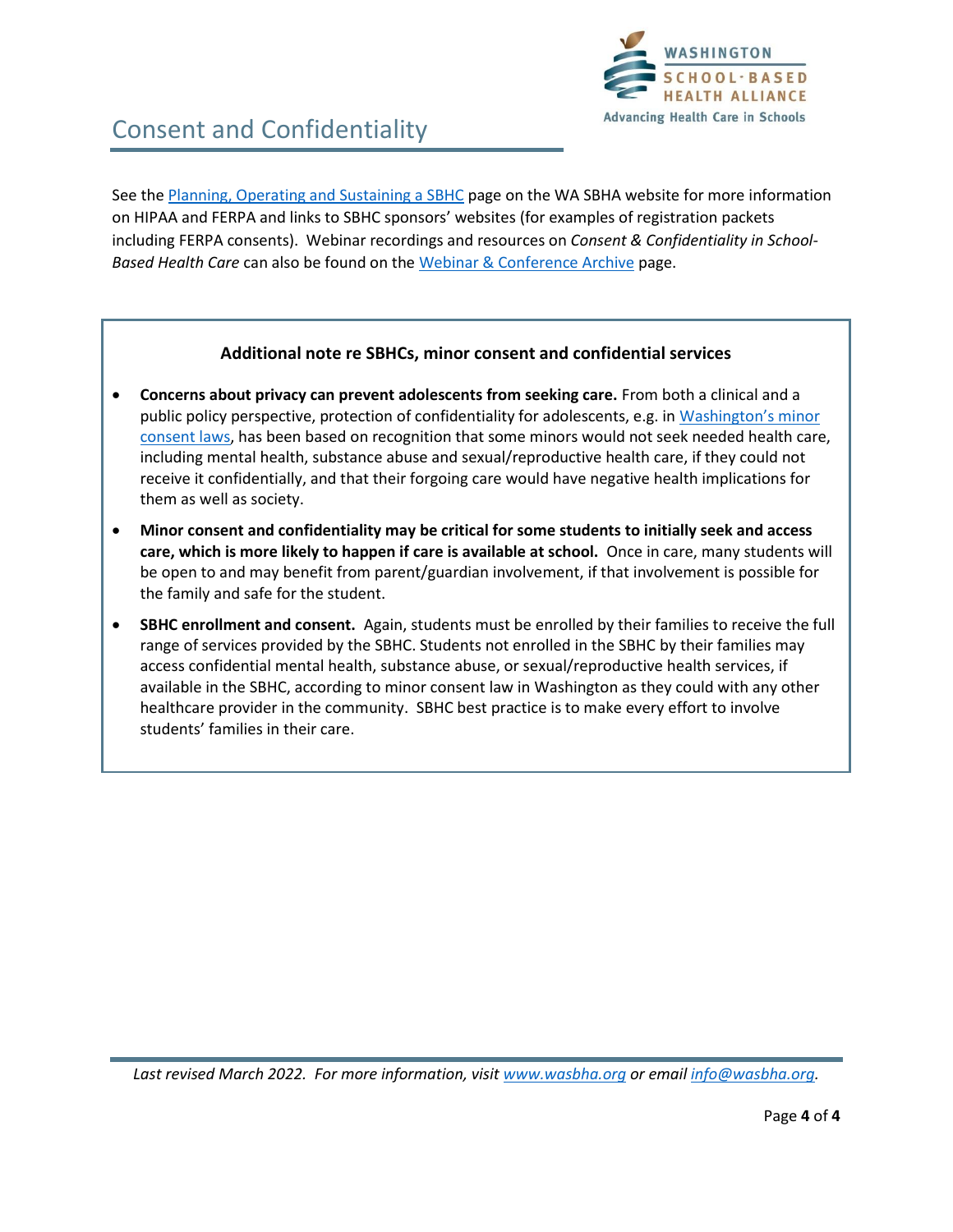# Consent and Confidentiality

See the Planning, Operating and Sustaining a SBHC page on the WA SBHA website for more information on HIPAA and FERPA and links to SBHC sponsors' websites (for examples of registration packets including FERPA consents). Webinar recordings and resources on *Consent & Confidentiality in School-Based Health Care* can also be found on the Webinar & Conference Archive page.

**Additional note re SBHCs, minor consent and confidential services**

- **Concerns about privacy can prevent adolescents from seeking care.** From both a clinical and a public policy perspective, protection of confidentiality for adolescents, e.g. in Washington's minor consent laws, has been based on recognition that some minors would not seek needed health care, including mental health, substance abuse and sexual/reproductive health care, if they could not receive it confidentially, and that their forgoing care would have negative health implications for them as well as society.
- **Minor consent and confidentiality may be critical for some students to initially seek and access care, which is more likely to happen if care is available at school.** Once in care, many students will be open to and may benefit from parent/guardian involvement, if that involvement is possible for the family and safe for the student.
- **SBHC enrollment and consent.** Again, students must be enrolled by their families to receive the full range of services provided by the SBHC. Students not enrolled in the SBHC by their families may access confidential mental health, substance abuse, or sexual/reproductive health services, if available in the SBHC, according to minor consent law in Washington as they could with any other healthcare provider in the community. SBHC best practice is to make every effort to involve students' families in their care.

*Last revised March 2022. For more information, visit www.wasbha.org or email info@wasbha.org.*